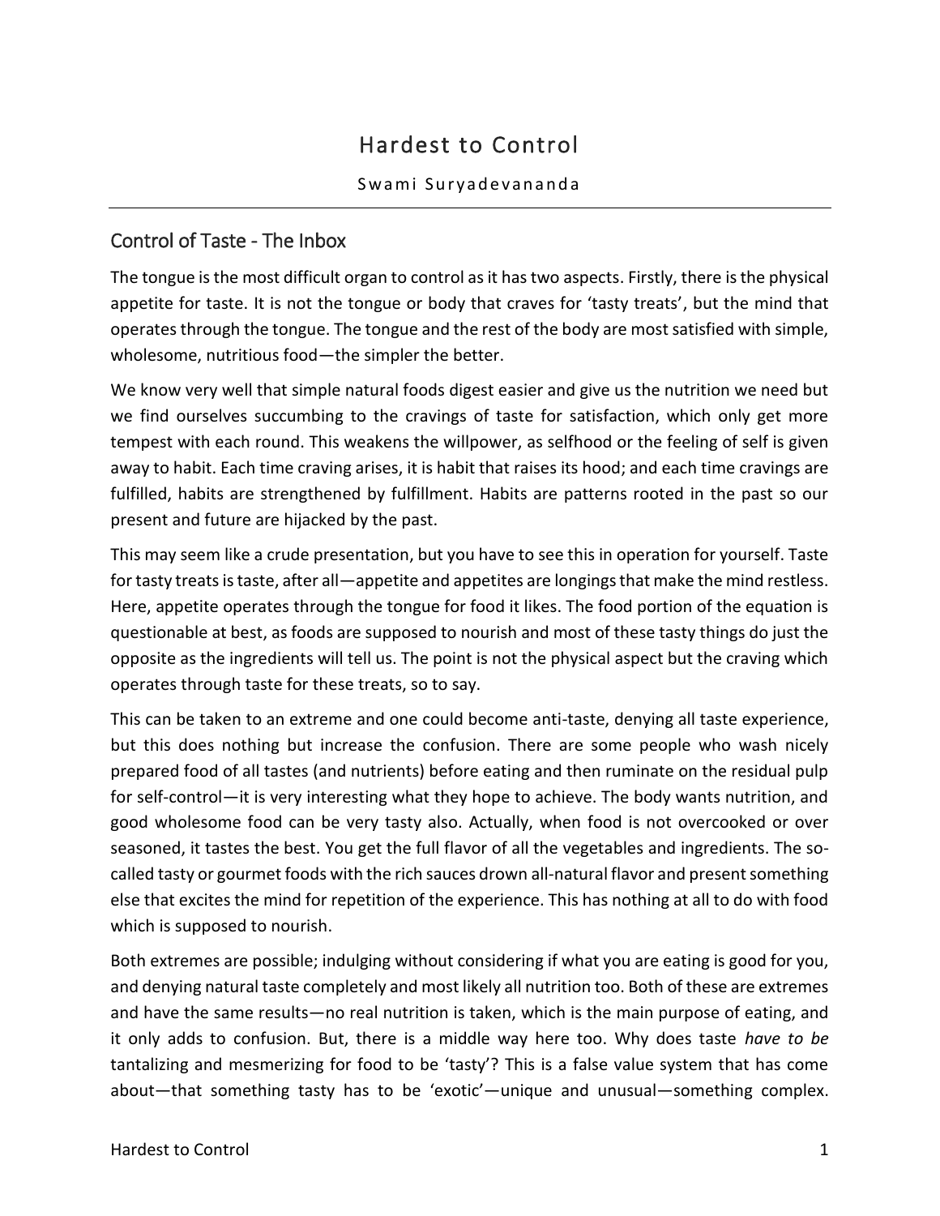# Hardest to Control

Swami Suryadevananda

## Control of Taste - The Inbox

The tongue is the most difficult organ to control as it has two aspects. Firstly, there is the physical appetite for taste. It is not the tongue or body that craves for 'tasty treats', but the mind that operates through the tongue. The tongue and the rest of the body are most satisfied with simple, wholesome, nutritious food—the simpler the better.

We know very well that simple natural foods digest easier and give us the nutrition we need but we find ourselves succumbing to the cravings of taste for satisfaction, which only get more tempest with each round. This weakens the willpower, as selfhood or the feeling of self is given away to habit. Each time craving arises, it is habit that raises its hood; and each time cravings are fulfilled, habits are strengthened by fulfillment. Habits are patterns rooted in the past so our present and future are hijacked by the past.

This may seem like a crude presentation, but you have to see this in operation for yourself. Taste for tasty treats is taste, after all—appetite and appetites are longings that make the mind restless. Here, appetite operates through the tongue for food it likes. The food portion of the equation is questionable at best, as foods are supposed to nourish and most of these tasty things do just the opposite as the ingredients will tell us. The point is not the physical aspect but the craving which operates through taste for these treats, so to say.

This can be taken to an extreme and one could become anti-taste, denying all taste experience, but this does nothing but increase the confusion. There are some people who wash nicely prepared food of all tastes (and nutrients) before eating and then ruminate on the residual pulp for self-control—it is very interesting what they hope to achieve. The body wants nutrition, and good wholesome food can be very tasty also. Actually, when food is not overcooked or over seasoned, it tastes the best. You get the full flavor of all the vegetables and ingredients. The so-called tasty or gourmet foods with the rich sauces drown all-natural flavor and present something else that excites the mind for repetition of the experience. This has nothing at all to do with food which is supposed to nourish.

Both extremes are possible; indulging without considering if what you are eating is good for you, and denying natural taste completely and most likely all nutrition too. Both of these are extremes and have the same results—no real nutrition is taken, which is the main purpose of eating, and it only adds to confusion. But, there is a middle way here too. Why does taste *have to be* tantalizing and mesmerizing for food to be 'tasty'? This is a false value system that has come about—that something tasty has to be 'exotic'—unique and unusual—something complex.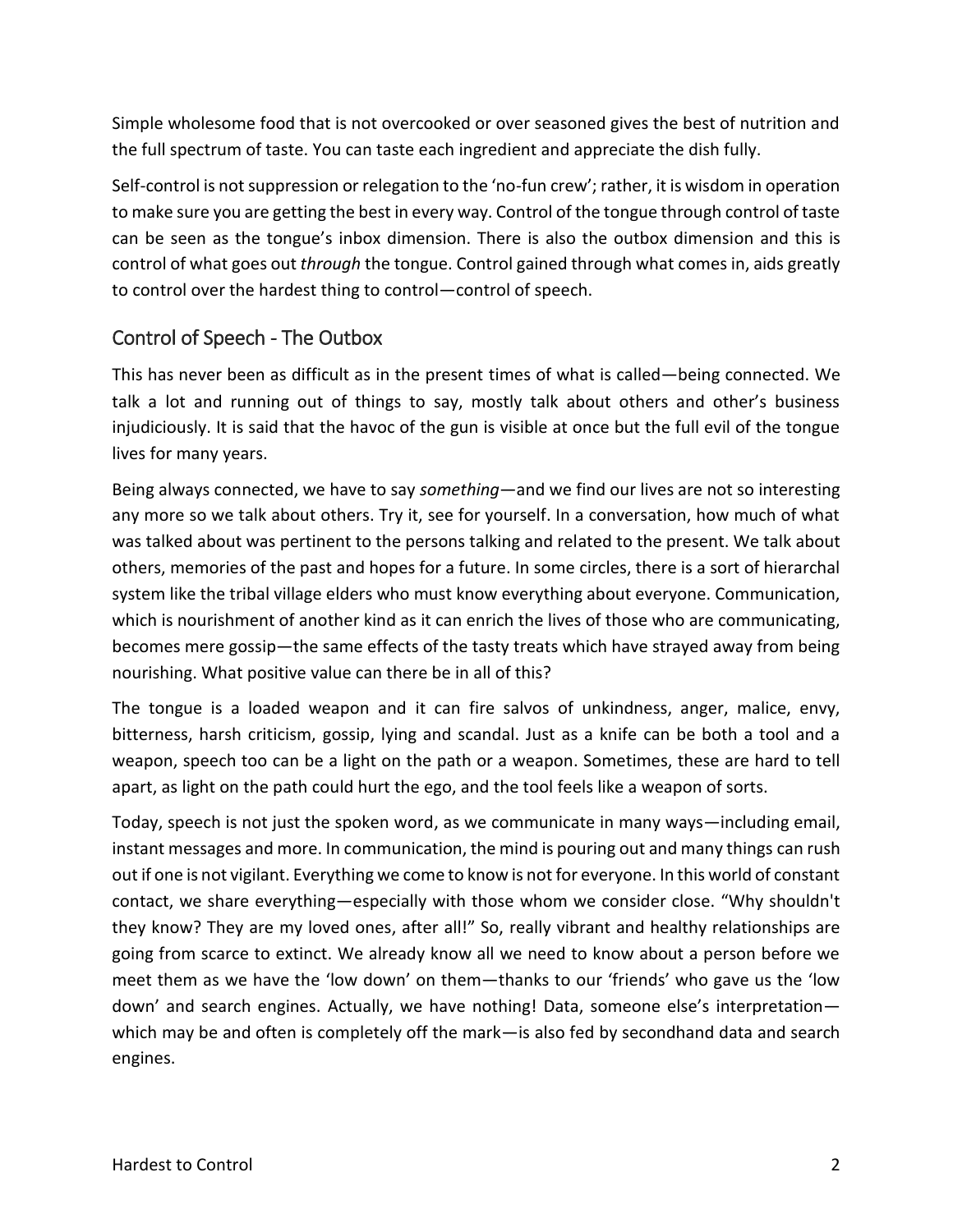Simple wholesome food that is not overcooked or over seasoned gives the best of nutrition and the full spectrum of taste. You can taste each ingredient and appreciate the dish fully.

Self-control is not suppression or relegation to the 'no-fun crew'; rather, it is wisdom in operation to make sure you are getting the best in every way. Control of the tongue through control of taste can be seen as the tongue's inbox dimension. There is also the outbox dimension and this is control of what goes out *through* the tongue. Control gained through what comes in, aids greatly to control over the hardest thing to control—control of speech.

## Control of Speech - The Outbox

This has never been as difficult as in the present times of what is called—being connected. We talk a lot and running out of things to say, mostly talk about others and other's business injudiciously. It is said that the havoc of the gun is visible at once but the full evil of the tongue lives for many years.

Being always connected, we have to say *something*—and we find our lives are not so interesting any more so we talk about others. Try it, see for yourself. In a conversation, how much of what was talked about was pertinent to the persons talking and related to the present. We talk about others, memories of the past and hopes for a future. In some circles, there is a sort of hierarchal system like the tribal village elders who must know everything about everyone. Communication, which is nourishment of another kind as it can enrich the lives of those who are communicating, becomes mere gossip—the same effects of the tasty treats which have strayed away from being nourishing. What positive value can there be in all of this?

The tongue is a loaded weapon and it can fire salvos of unkindness, anger, malice, envy, bitterness, harsh criticism, gossip, lying and scandal. Just as a knife can be both a tool and a weapon, speech too can be a light on the path or a weapon. Sometimes, these are hard to tell apart, as light on the path could hurt the ego, and the tool feels like a weapon of sorts.

Today, speech is not just the spoken word, as we communicate in many ways—including email, instant messages and more. In communication, the mind is pouring out and many things can rush out if one is not vigilant. Everything we come to know is not for everyone. In this world of constant contact, we share everything—especially with those whom we consider close. "Why shouldn't they know? They are my loved ones, after all!" So, really vibrant and healthy relationships are going from scarce to extinct. We already know all we need to know about a person before we meet them as we have the 'low down' on them—thanks to our 'friends' who gave us the 'low down' and search engines. Actually, we have nothing! Data, someone else's interpretation—which may be and often is completely off the mark—is also fed by secondhand data and search engines.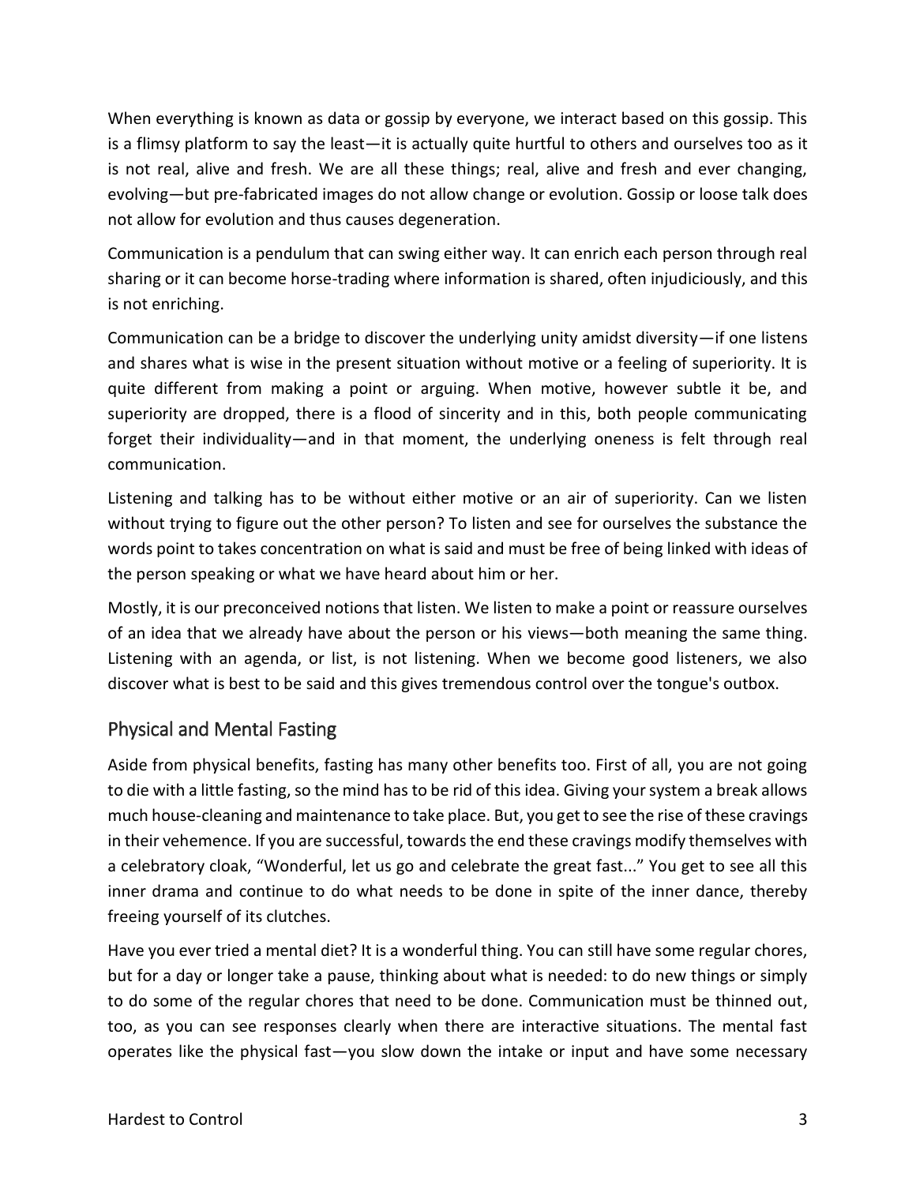When everything is known as data or gossip by everyone, we interact based on this gossip. This is a flimsy platform to say the least—it is actually quite hurtful to others and ourselves too as it is not real, alive and fresh. We are all these things; real, alive and fresh and ever changing, evolving—but pre-fabricated images do not allow change or evolution. Gossip or loose talk does not allow for evolution and thus causes degeneration.

Communication is a pendulum that can swing either way. It can enrich each person through real sharing or it can become horse-trading where information is shared, often injudiciously, and this is not enriching.

Communication can be a bridge to discover the underlying unity amidst diversity—if one listens and shares what is wise in the present situation without motive or a feeling of superiority. It is quite different from making a point or arguing. When motive, however subtle it be, and superiority are dropped, there is a flood of sincerity and in this, both people communicating forget their individuality—and in that moment, the underlying oneness is felt through real communication.

Listening and talking has to be without either motive or an air of superiority. Can we listen without trying to figure out the other person? To listen and see for ourselves the substance the words point to takes concentration on what is said and must be free of being linked with ideas of the person speaking or what we have heard about him or her.

Mostly, it is our preconceived notions that listen. We listen to make a point or reassure ourselves of an idea that we already have about the person or his views—both meaning the same thing. Listening with an agenda, or list, is not listening. When we become good listeners, we also discover what is best to be said and this gives tremendous control over the tongue's outbox.

## Physical and Mental Fasting

Aside from physical benefits, fasting has many other benefits too. First of all, you are not going to die with a little fasting, so the mind has to be rid of this idea. Giving your system a break allows much house-cleaning and maintenance to take place. But, you get to see the rise of these cravings in their vehemence. If you are successful, towards the end these cravings modify themselves with a celebratory cloak, "Wonderful, let us go and celebrate the great fast..." You get to see all this inner drama and continue to do what needs to be done in spite of the inner dance, thereby freeing yourself of its clutches.

Have you ever tried a mental diet? It is a wonderful thing. You can still have some regular chores, but for a day or longer take a pause, thinking about what is needed: to do new things or simply to do some of the regular chores that need to be done. Communication must be thinned out, too, as you can see responses clearly when there are interactive situations. The mental fast operates like the physical fast—you slow down the intake or input and have some necessary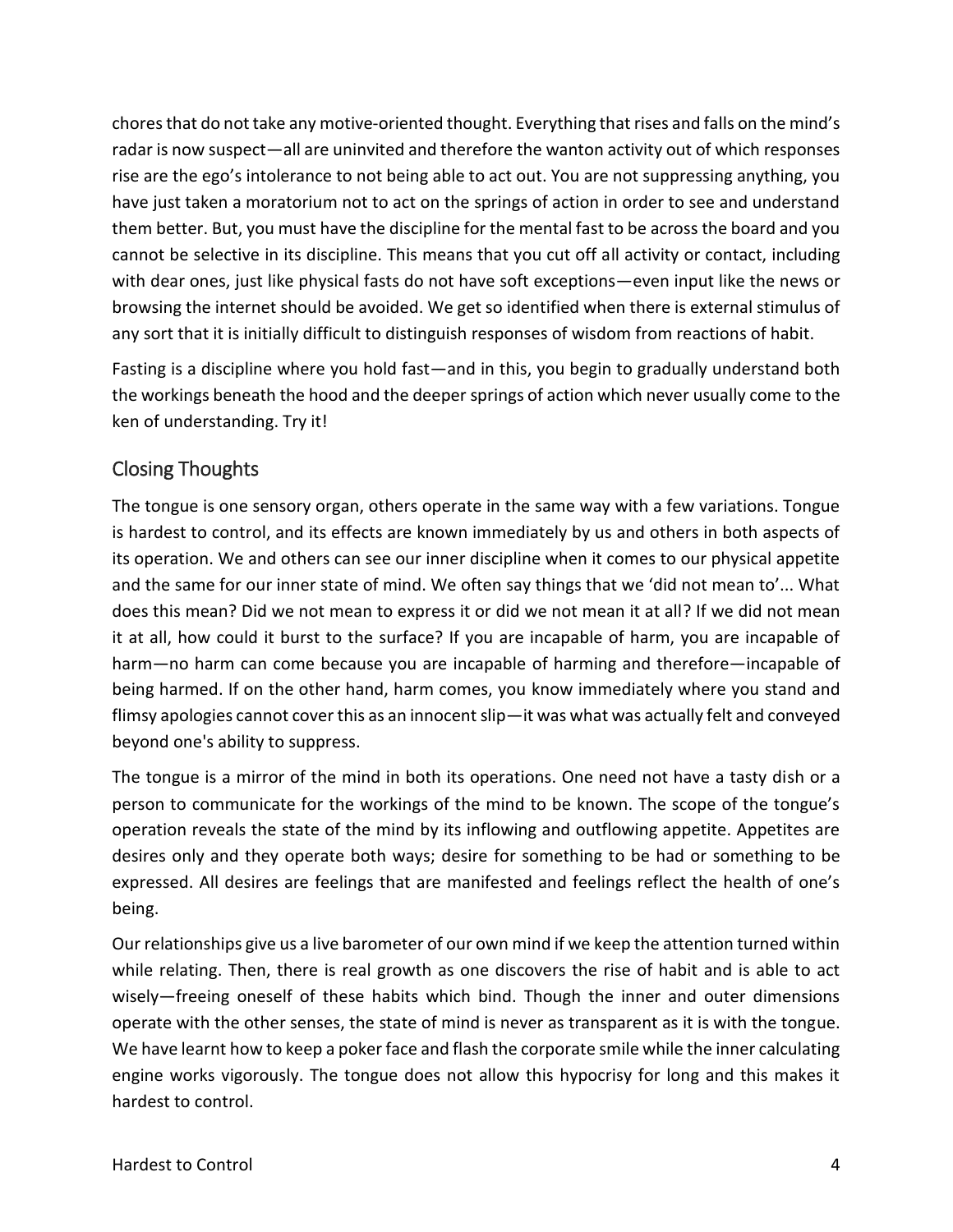chores that do not take any motive-oriented thought. Everything that rises and falls on the mind's radar is now suspect—all are uninvited and therefore the wanton activity out of which responses rise are the ego's intolerance to not being able to act out. You are not suppressing anything, you have just taken a moratorium not to act on the springs of action in order to see and understand them better. But, you must have the discipline for the mental fast to be across the board and you cannot be selective in its discipline. This means that you cut off all activity or contact, including with dear ones, just like physical fasts do not have soft exceptions—even input like the news or browsing the internet should be avoided. We get so identified when there is external stimulus of any sort that it is initially difficult to distinguish responses of wisdom from reactions of habit.

Fasting is a discipline where you hold fast—and in this, you begin to gradually understand both the workings beneath the hood and the deeper springs of action which never usually come to the ken of understanding. Try it!

## Closing Thoughts

The tongue is one sensory organ, others operate in the same way with a few variations. Tongue is hardest to control, and its effects are known immediately by us and others in both aspects of its operation. We and others can see our inner discipline when it comes to our physical appetite and the same for our inner state of mind. We often say things that we 'did not mean to'... What does this mean? Did we not mean to express it or did we not mean it at all? If we did not mean it at all, how could it burst to the surface? If you are incapable of harm, you are incapable of harm—no harm can come because you are incapable of harming and therefore—incapable of being harmed. If on the other hand, harm comes, you know immediately where you stand and flimsy apologies cannot cover this as an innocent slip—it was what was actually felt and conveyed beyond one's ability to suppress.

The tongue is a mirror of the mind in both its operations. One need not have a tasty dish or a person to communicate for the workings of the mind to be known. The scope of the tongue's operation reveals the state of the mind by its inflowing and outflowing appetite. Appetites are desires only and they operate both ways; desire for something to be had or something to be expressed. All desires are feelings that are manifested and feelings reflect the health of one's being.

Our relationships give us a live barometer of our own mind if we keep the attention turned within while relating. Then, there is real growth as one discovers the rise of habit and is able to act wisely—freeing oneself of these habits which bind. Though the inner and outer dimensions operate with the other senses, the state of mind is never as transparent as it is with the tongue. We have learnt how to keep a poker face and flash the corporate smile while the inner calculating engine works vigorously. The tongue does not allow this hypocrisy for long and this makes it hardest to control.